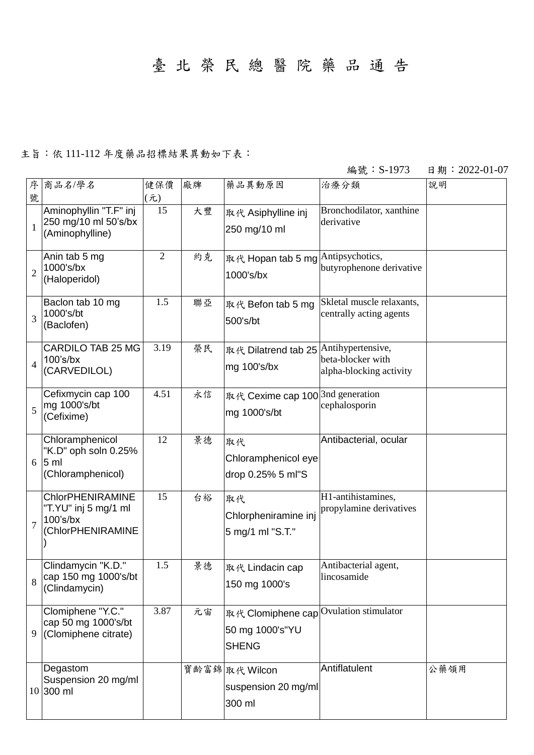# 臺 北 榮 民 總 醫 院 藥 品 通 告

主旨：依 111-112 年度藥品招標結果異動如下表：

編號：S-1973　　日期：2022-01-07

| 序號 | 商品名/學名 | 健保價(元) | 廠牌 | 藥品異動原因 | 治療分類 | 說明 |
|---|---|---|---|---|---|---|
| 1 | Aminophyllin "T.F" inj 250 mg/10 ml 50's/bx (Aminophylline) | 15 | 大豐 | 取代 Asiphylline inj 250 mg/10 ml | Bronchodilator, xanthine derivative | |
| 2 | Anin tab 5 mg 1000's/bx (Haloperidol) | 2 | 約克 | 取代 Hopan tab 5 mg 1000's/bx | Antipsychotics, butyrophenone derivative | |
| 3 | Baclon tab 10 mg 1000's/bt (Baclofen) | 1.5 | 聯亞 | 取代 Befon tab 5 mg 500's/bt | Skletal muscle relaxants, centrally acting agents | |
| 4 | CARDILO TAB 25 MG 100's/bx (CARVEDILOL) | 3.19 | 榮民 | 取代 Dilatrend tab 25 mg 100's/bx | Antihypertensive, beta-blocker with alpha-blocking activity | |
| 5 | Cefixmycin cap 100 mg 1000's/bt (Cefixime) | 4.51 | 永信 | 取代 Cexime cap 100 mg 1000's/bt | 3nd generation cephalosporin | |
| 6 | Chloramphenicol "K.D" oph soln 0.25% 5 ml (Chloramphenicol) | 12 | 景德 | 取代 Chloramphenicol eye drop 0.25% 5 ml"S | Antibacterial, ocular | |
| 7 | ChlorPHENIRAMINE "T.YU" inj 5 mg/1 ml 100's/bx (ChlorPHENIRAMINE) | 15 | 台裕 | 取代 Chlorpheniramine inj 5 mg/1 ml "S.T." | H1-antihistamines, propylamine derivatives | |
| 8 | Clindamycin "K.D." cap 150 mg 1000's/bt (Clindamycin) | 1.5 | 景德 | 取代 Lindacin cap 150 mg 1000's | Antibacterial agent, lincosamide | |
| 9 | Clomiphene "Y.C." cap 50 mg 1000's/bt (Clomiphene citrate) | 3.87 | 元宙 | 取代 Clomiphene cap 50 mg 1000's"YU SHENG | Ovulation stimulator | |
| 10 | Degastom Suspension 20 mg/ml 300 ml | | 寶齡富錦 | 取代 Wilcon suspension 20 mg/ml 300 ml | Antiflatulent | 公藥領用 |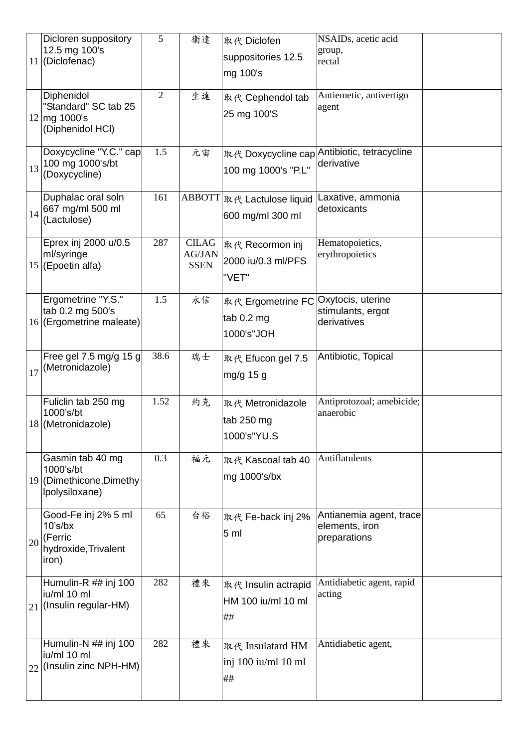| | | | | | | |
|---|---|---|---|---|---|---|
| 11 | Dicloren suppository 12.5 mg 100's (Diclofenac) | 5 | 衛達 | 取代 Diclofen suppositories 12.5 mg 100's | NSAIDs, acetic acid group, rectal | |
| 12 | Diphenidol "Standard" SC tab 25 mg 1000's (Diphenidol HCl) | 2 | 生達 | 取代 Cephendol tab 25 mg 100'S | Antiemetic, antivertigo agent | |
| 13 | Doxycycline "Y.C." cap 100 mg 1000's/bt (Doxycycline) | 1.5 | 元宙 | 取代 Doxycycline cap 100 mg 1000's "P.L" | Antibiotic, tetracycline derivative | |
| 14 | Duphalac oral soln 667 mg/ml 500 ml (Lactulose) | 161 | ABBOTT | 取代 Lactulose liquid 600 mg/ml 300 ml | Laxative, ammonia detoxicants | |
| 15 | Eprex inj 2000 u/0.5 ml/syringe (Epoetin alfa) | 287 | CILAG AG/JANSSEN | 取代 Recormon inj 2000 iu/0.3 ml/PFS "VET" | Hematopoietics, erythropoietics | |
| 16 | Ergometrine "Y.S." tab 0.2 mg 500's (Ergometrine maleate) | 1.5 | 永信 | 取代 Ergometrine FC tab 0.2 mg 1000's"JOH | Oxytocis, uterine stimulants, ergot derivatives | |
| 17 | Free gel 7.5 mg/g 15 g (Metronidazole) | 38.6 | 瑞士 | 取代 Efucon gel 7.5 mg/g 15 g | Antibiotic, Topical | |
| 18 | Fuliclin tab 250 mg 1000's/bt (Metronidazole) | 1.52 | 約克 | 取代 Metronidazole tab 250 mg 1000's"YU.S | Antiprotozoal; amebicide; anaerobic | |
| 19 | Gasmin tab 40 mg 1000's/bt (Dimethicone,Dimethylpolysiloxane) | 0.3 | 福元 | 取代 Kascoal tab 40 mg 1000's/bx | Antiflatulents | |
| 20 | Good-Fe inj 2% 5 ml 10's/bx (Ferric hydroxide,Trivalent iron) | 65 | 台裕 | 取代 Fe-back inj 2% 5 ml | Antianemia agent, trace elements, iron preparations | |
| 21 | Humulin-R ## inj 100 iu/ml 10 ml (Insulin regular-HM) | 282 | 禮來 | 取代 Insulin actrapid HM 100 iu/ml 10 ml ## | Antidiabetic agent, rapid acting | |
| 22 | Humulin-N ## inj 100 iu/ml 10 ml (Insulin zinc NPH-HM) | 282 | 禮來 | 取代 Insulatard HM inj 100 iu/ml 10 ml ## | Antidiabetic agent, | |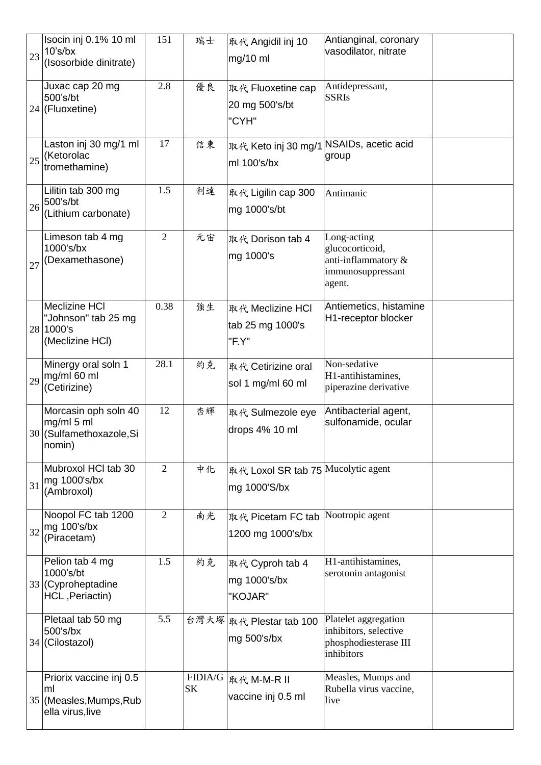| | | | | | | |
|---|---|---|---|---|---|---|
| 23 | Isocin inj 0.1% 10 ml 10’s/bx (Isosorbide dinitrate) | 151 | 瑞士 | 取代 Angidil inj 10 mg/10 ml | Antianginal, coronary vasodilator, nitrate | |
| 24 | Juxac cap 20 mg 500’s/bt (Fluoxetine) | 2.8 | 優良 | 取代 Fluoxetine cap 20 mg 500's/bt "CYH" | Antidepressant, SSRIs | |
| 25 | Laston inj 30 mg/1 ml (Ketorolac tromethamine) | 17 | 信東 | 取代 Keto inj 30 mg/1 ml 100's/bx | NSAIDs, acetic acid group | |
| 26 | Lilitin tab 300 mg 500's/bt (Lithium carbonate) | 1.5 | 利達 | 取代 Ligilin cap 300 mg 1000's/bt | Antimanic | |
| 27 | Limeson tab 4 mg 1000's/bx (Dexamethasone) | 2 | 元宙 | 取代 Dorison tab 4 mg 1000's | Long-acting glucocorticoid, anti-inflammatory & immunosuppressant agent. | |
| 28 | Meclizine HCl "Johnson" tab 25 mg 1000's (Meclizine HCl) | 0.38 | 強生 | 取代 Meclizine HCl tab 25 mg 1000's "F.Y" | Antiemetics, histamine H1-receptor blocker | |
| 29 | Minergy oral soln 1 mg/ml 60 ml (Cetirizine) | 28.1 | 約克 | 取代 Cetirizine oral sol 1 mg/ml 60 ml | Non-sedative H1-antihistamines, piperazine derivative | |
| 30 | Morcasin oph soln 40 mg/ml 5 ml (Sulfamethoxazole,Sinomin) | 12 | 杏輝 | 取代 Sulmezole eye drops 4% 10 ml | Antibacterial agent, sulfonamide, ocular | |
| 31 | Mubroxol HCl tab 30 mg 1000's/bx (Ambroxol) | 2 | 中化 | 取代 Loxol SR tab 75 mg 1000'S/bx | Mucolytic agent | |
| 32 | Noopol FC tab 1200 mg 100's/bx (Piracetam) | 2 | 南光 | 取代 Picetam FC tab 1200 mg 1000's/bx | Nootropic agent | |
| 33 | Pelion tab 4 mg 1000’s/bt (Cyproheptadine HCL ,Periactin) | 1.5 | 約克 | 取代 Cyproh tab 4 mg 1000's/bx "KOJAR" | H1-antihistamines, serotonin antagonist | |
| 34 | Pletaal tab 50 mg 500's/bx (Cilostazol) | 5.5 | 台灣大塚 | 取代 Plestar tab 100 mg 500's/bx | Platelet aggregation inhibitors, selective phosphodiesterase III inhibitors | |
| 35 | Priorix vaccine inj 0.5 ml (Measles,Mumps,Rubella virus,live | | FIDIA/GSK | 取代 M-M-R II vaccine inj 0.5 ml | Measles, Mumps and Rubella virus vaccine, live | |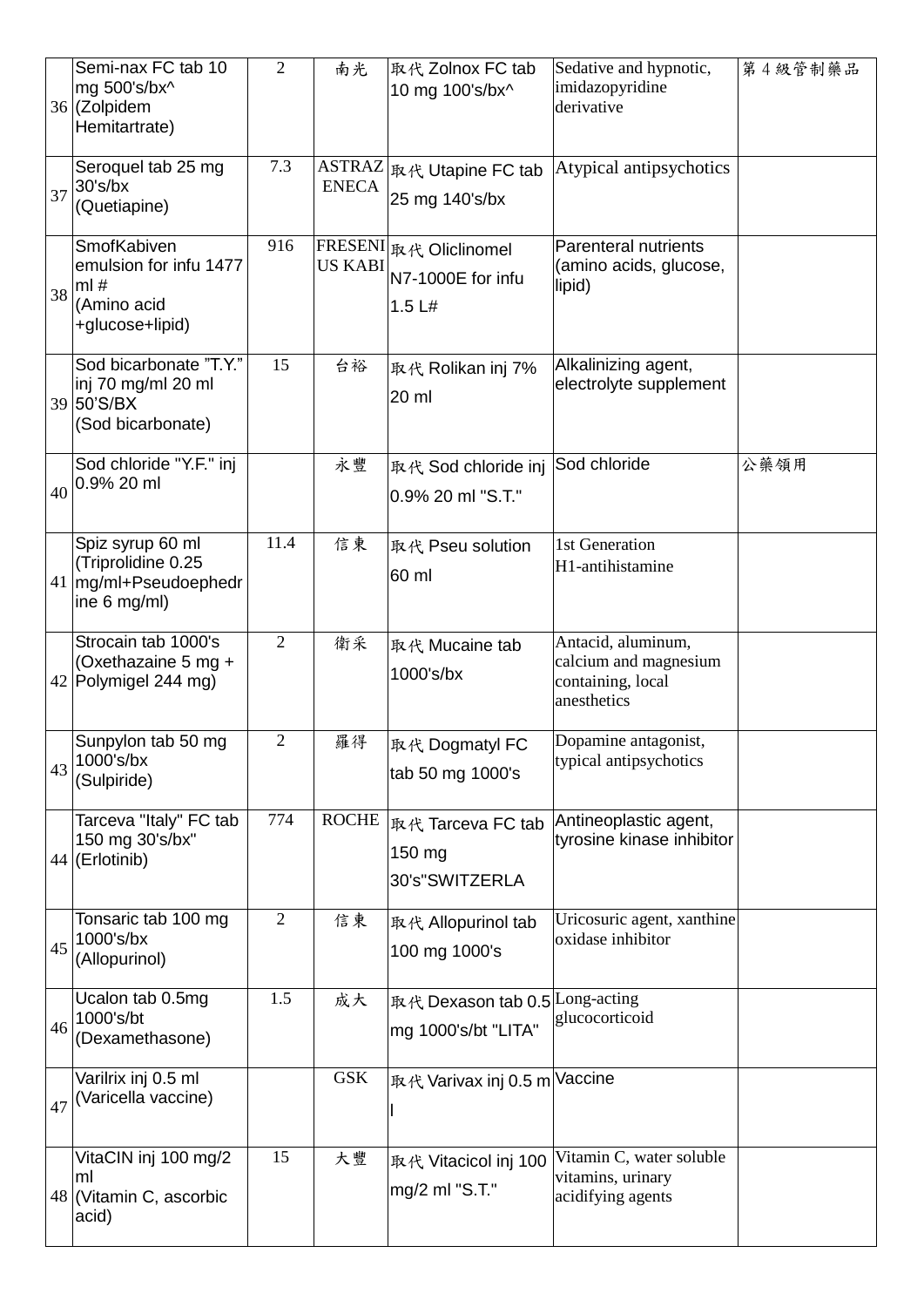| 36 | Semi-nax FC tab 10 mg 500's/bx^ (Zolpidem Hemitartrate) | 2 | 南光 | 取代 Zolnox FC tab 10 mg 100's/bx^ | Sedative and hypnotic, imidazopyridine derivative | 第 4 級管制藥品 |
|---|---|---|---|---|---|---|
| 37 | Seroquel tab 25 mg 30's/bx (Quetiapine) | 7.3 | ASTRAZENECA | 取代 Utapine FC tab 25 mg 140's/bx | Atypical antipsychotics | |
| 38 | SmofKabiven emulsion for infu 1477 ml # (Amino acid +glucose+lipid) | 916 | FRESENIUS KABI | 取代 Oliclinomel N7-1000E for infu 1.5 L# | Parenteral nutrients (amino acids, glucose, lipid) | |
| 39 | Sod bicarbonate "T.Y." inj 70 mg/ml 20 ml 50'S/BX (Sod bicarbonate) | 15 | 台裕 | 取代 Rolikan inj 7% 20 ml | Alkalinizing agent, electrolyte supplement | |
| 40 | Sod chloride "Y.F." inj 0.9% 20 ml | | 永豐 | 取代 Sod chloride inj 0.9% 20 ml "S.T." | Sod chloride | 公藥領用 |
| 41 | Spiz syrup 60 ml (Triprolidine 0.25 mg/ml+Pseudoephedrine 6 mg/ml) | 11.4 | 信東 | 取代 Pseu solution 60 ml | 1st Generation H1-antihistamine | |
| 42 | Strocain tab 1000's (Oxethazaine 5 mg + Polymigel 244 mg) | 2 | 衛采 | 取代 Mucaine tab 1000's/bx | Antacid, aluminum, calcium and magnesium containing, local anesthetics | |
| 43 | Sunpylon tab 50 mg 1000's/bx (Sulpiride) | 2 | 羅得 | 取代 Dogmatyl FC tab 50 mg 1000's | Dopamine antagonist, typical antipsychotics | |
| 44 | Tarceva "Italy" FC tab 150 mg 30's/bx" (Erlotinib) | 774 | ROCHE | 取代 Tarceva FC tab 150 mg 30's"SWITZERLA | Antineoplastic agent, tyrosine kinase inhibitor | |
| 45 | Tonsaric tab 100 mg 1000's/bx (Allopurinol) | 2 | 信東 | 取代 Allopurinol tab 100 mg 1000's | Uricosuric agent, xanthine oxidase inhibitor | |
| 46 | Ucalon tab 0.5mg 1000's/bt (Dexamethasone) | 1.5 | 成大 | 取代 Dexason tab 0.5 mg 1000's/bt "LITA" | Long-acting glucocorticoid | |
| 47 | Varilrix inj 0.5 ml (Varicella vaccine) | | GSK | 取代 Varivax inj 0.5 ml | Vaccine | |
| 48 | VitaCIN inj 100 mg/2 ml (Vitamin C, ascorbic acid) | 15 | 大豐 | 取代 Vitacicol inj 100 mg/2 ml "S.T." | Vitamin C, water soluble vitamins, urinary acidifying agents | |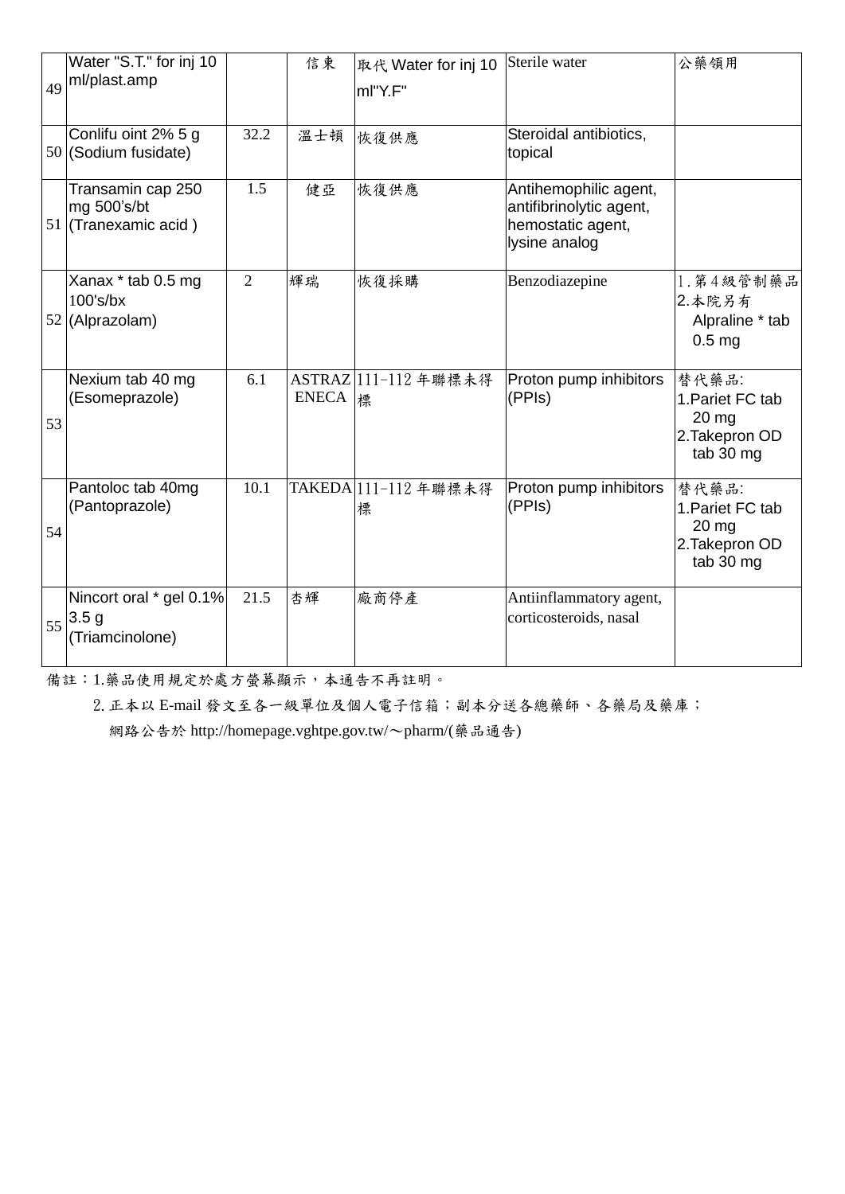| | | | | | | |
|---|---|---|---|---|---|---|
| 49 | Water "S.T." for inj 10 ml/plast.amp | | 信東 | 取代 Water for inj 10 ml"Y.F" | Sterile water | 公藥領用 |
| 50 | Conlifu oint 2% 5 g (Sodium fusidate) | 32.2 | 溫士頓 | 恢復供應 | Steroidal antibiotics, topical | |
| 51 | Transamin cap 250 mg 500's/bt (Tranexamic acid ) | 1.5 | 健亞 | 恢復供應 | Antihemophilic agent, antifibrinolytic agent, hemostatic agent, lysine analog | |
| 52 | Xanax * tab 0.5 mg 100's/bx (Alprazolam) | 2 | 輝瑞 | 恢復採購 | Benzodiazepine | 1.第4級管制藥品<br>2.本院另有 Alpraline * tab 0.5 mg |
| 53 | Nexium tab 40 mg (Esomeprazole) | 6.1 | ASTRAZENECA | 111-112 年聯標未得標 | Proton pump inhibitors (PPIs) | 替代藥品:<br>1.Pariet FC tab 20 mg<br>2.Takepron OD tab 30 mg |
| 54 | Pantoloc tab 40mg (Pantoprazole) | 10.1 | TAKEDA | 111-112 年聯標未得標 | Proton pump inhibitors (PPIs) | 替代藥品:<br>1.Pariet FC tab 20 mg<br>2.Takepron OD tab 30 mg |
| 55 | Nincort oral * gel 0.1% 3.5 g (Triamcinolone) | 21.5 | 杏輝 | 廠商停產 | Antiinflammatory agent, corticosteroids, nasal | |

備註：1.藥品使用規定於處方螢幕顯示，本通告不再註明。

2. 正本以 E-mail 發文至各一級單位及個人電子信箱；副本分送各總藥師、各藥局及藥庫；網路公告於 http://homepage.vghtpe.gov.tw/～pharm/(藥品通告)